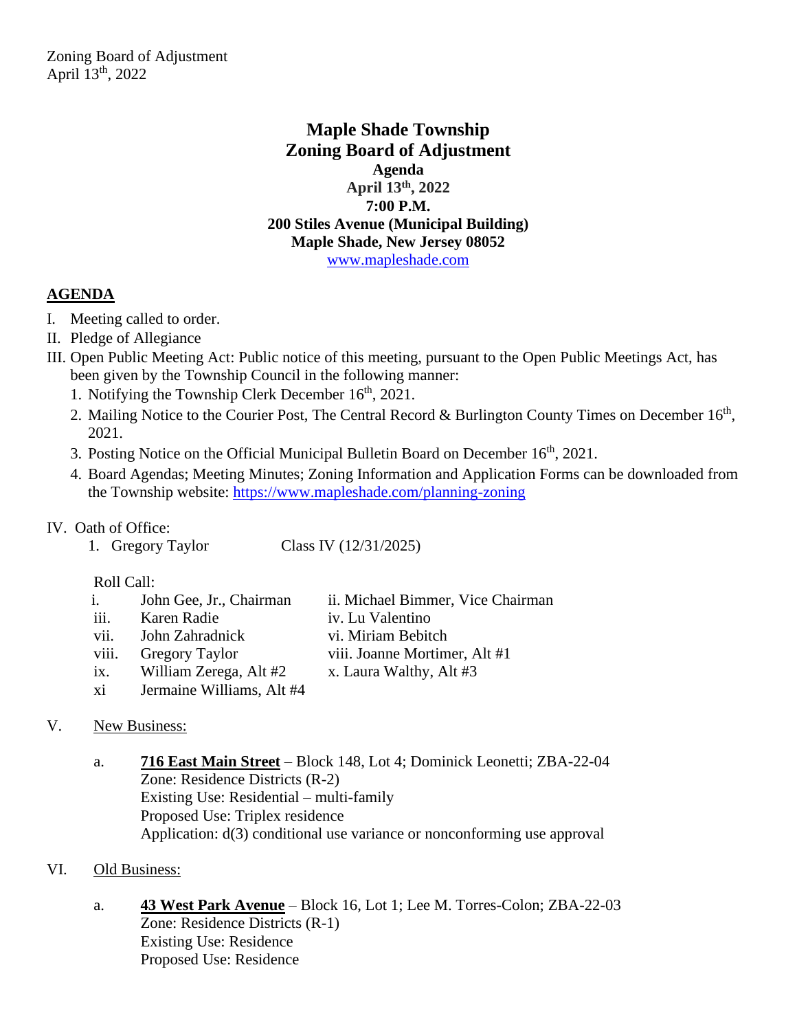Zoning Board of Adjustment
April 13th, 2022

# Maple Shade Township
# Zoning Board of Adjustment

**Agenda**
**April 13th, 2022**
**7:00 P.M.**
**200 Stiles Avenue (Municipal Building)**
**Maple Shade, New Jersey 08052**
www.mapleshade.com

## AGENDA

I. Meeting called to order.

II. Pledge of Allegiance

III. Open Public Meeting Act: Public notice of this meeting, pursuant to the Open Public Meetings Act, has been given by the Township Council in the following manner:

1. Notifying the Township Clerk December 16th, 2021.
2. Mailing Notice to the Courier Post, The Central Record & Burlington County Times on December 16th, 2021.
3. Posting Notice on the Official Municipal Bulletin Board on December 16th, 2021.
4. Board Agendas; Meeting Minutes; Zoning Information and Application Forms can be downloaded from the Township website: https://www.mapleshade.com/planning-zoning

IV. Oath of Office:

1. Gregory Taylor — Class IV (12/31/2025)

Roll Call:

| | | |
|---|---|---|
| i. | John Gee, Jr., Chairman | ii. Michael Bimmer, Vice Chairman |
| iii. | Karen Radie | iv. Lu Valentino |
| vii. | John Zahradnick | vi. Miriam Bebitch |
| viii. | Gregory Taylor | viii. Joanne Mortimer, Alt #1 |
| ix. | William Zerega, Alt #2 | x. Laura Walthy, Alt #3 |
| xi | Jermaine Williams, Alt #4 | |

V. New Business:

a. **716 East Main Street** – Block 148, Lot 4; Dominick Leonetti; ZBA-22-04
Zone: Residence Districts (R-2)
Existing Use: Residential – multi-family
Proposed Use: Triplex residence
Application: d(3) conditional use variance or nonconforming use approval

VI. Old Business:

a. **43 West Park Avenue** – Block 16, Lot 1; Lee M. Torres-Colon; ZBA-22-03
Zone: Residence Districts (R-1)
Existing Use: Residence
Proposed Use: Residence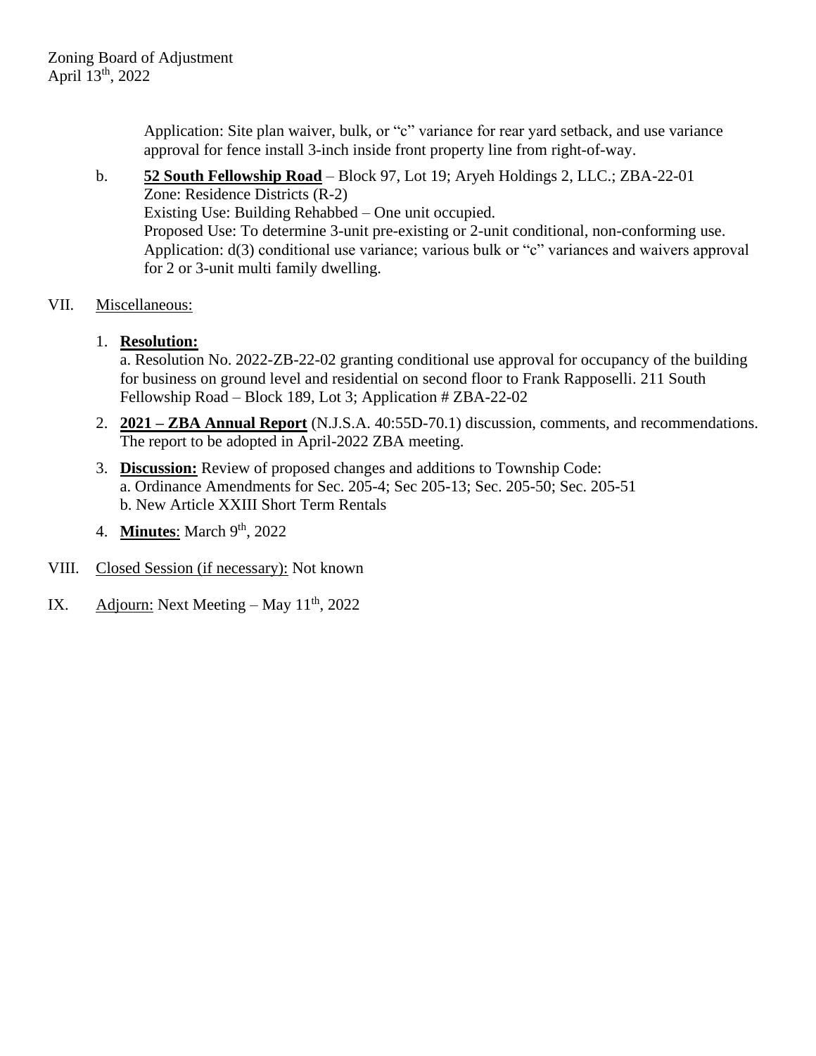Application: Site plan waiver, bulk, or "c" variance for rear yard setback, and use variance approval for fence install 3-inch inside front property line from right-of-way.

b. **52 South Fellowship Road** – Block 97, Lot 19; Aryeh Holdings 2, LLC.; ZBA-22-01
Zone: Residence Districts (R-2)
Existing Use: Building Rehabbed – One unit occupied.
Proposed Use: To determine 3-unit pre-existing or 2-unit conditional, non-conforming use.
Application: d(3) conditional use variance; various bulk or "c" variances and waivers approval for 2 or 3-unit multi family dwelling.

VII. Miscellaneous:

1. **Resolution:**
a. Resolution No. 2022-ZB-22-02 granting conditional use approval for occupancy of the building for business on ground level and residential on second floor to Frank Rapposelli. 211 South Fellowship Road – Block 189, Lot 3; Application # ZBA-22-02
2. **2021 – ZBA Annual Report** (N.J.S.A. 40:55D-70.1) discussion, comments, and recommendations. The report to be adopted in April-2022 ZBA meeting.
3. **Discussion:** Review of proposed changes and additions to Township Code:
a. Ordinance Amendments for Sec. 205-4; Sec 205-13; Sec. 205-50; Sec. 205-51
b. New Article XXIII Short Term Rentals
4. **Minutes**: March 9th, 2022

VIII. Closed Session (if necessary): Not known

IX. Adjourn: Next Meeting – May 11th, 2022